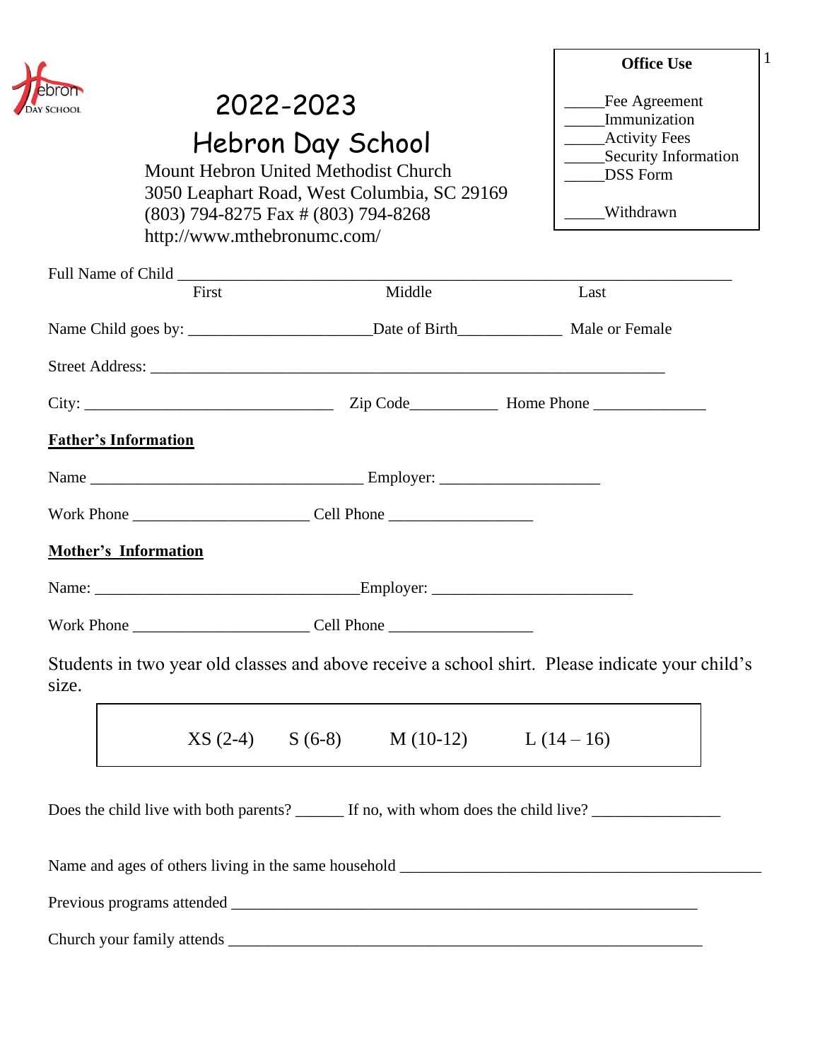# 2022-2023

# Hebron Day School

Mount Hebron United Methodist Church
3050 Leaphart Road, West Columbia, SC 29169
(803) 794-8275 Fax # (803) 794-8268
http://www.mthebronumc.com/

**Office Use**

_____Fee Agreement
_____Immunization
_____Activity Fees
_____Security Information
_____DSS Form

_____Withdrawn

Full Name of Child ______________________________________________________________
First Middle Last

Name Child goes by: ______________________Date of Birth_____________ Male or Female

Street Address: _________________________________________________________________

City: ______________________________ Zip Code__________ Home Phone _____________

**Father's Information**

Name _________________________________ Employer: ___________________

Work Phone _____________________ Cell Phone _________________

**Mother's Information**

Name: ________________________________Employer: ________________________

Work Phone _____________________ Cell Phone _________________

Students in two year old classes and above receive a school shirt. Please indicate your child's size.

XS (2-4) S (6-8) M (10-12) L (14 – 16)

Does the child live with both parents? ______ If no, with whom does the child live? _______________

Name and ages of others living in the same household _____________________________________________

Previous programs attended _________________________________________________________

Church your family attends __________________________________________________________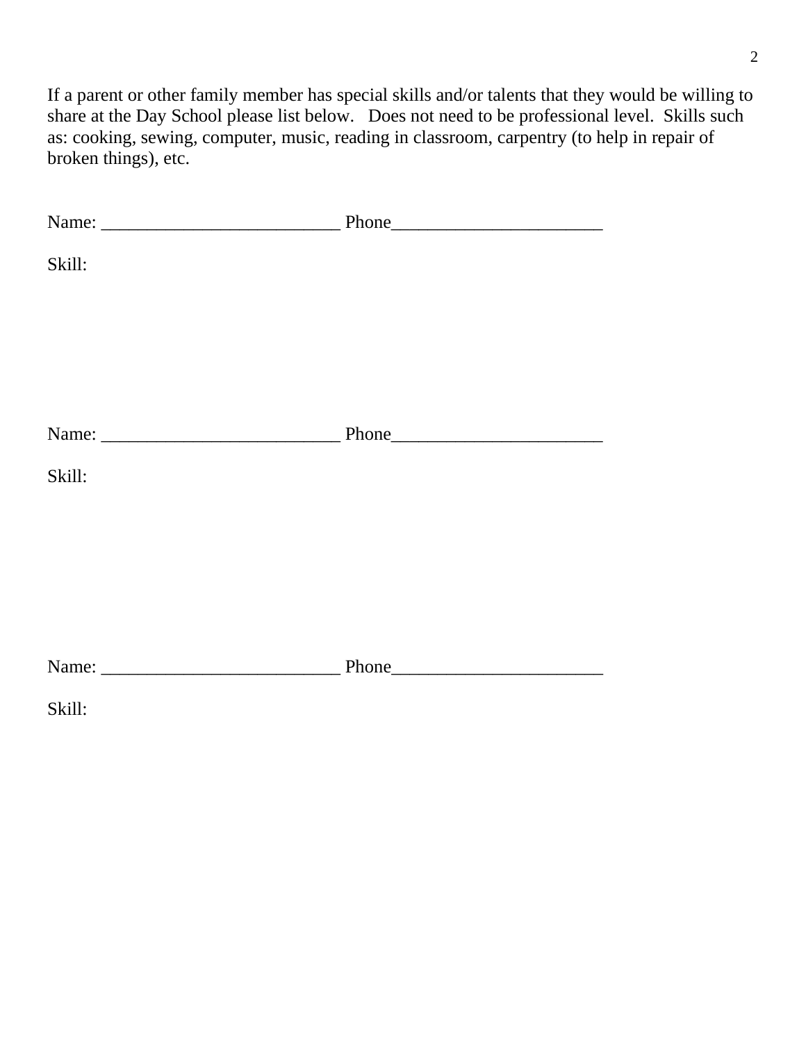If a parent or other family member has special skills and/or talents that they would be willing to share at the Day School please list below.   Does not need to be professional level.  Skills such as: cooking, sewing, computer, music, reading in classroom, carpentry (to help in repair of broken things), etc.

Name: __________________________ Phone_______________________

Skill:

Name: __________________________ Phone_______________________

Skill:

Name: __________________________ Phone_______________________

Skill: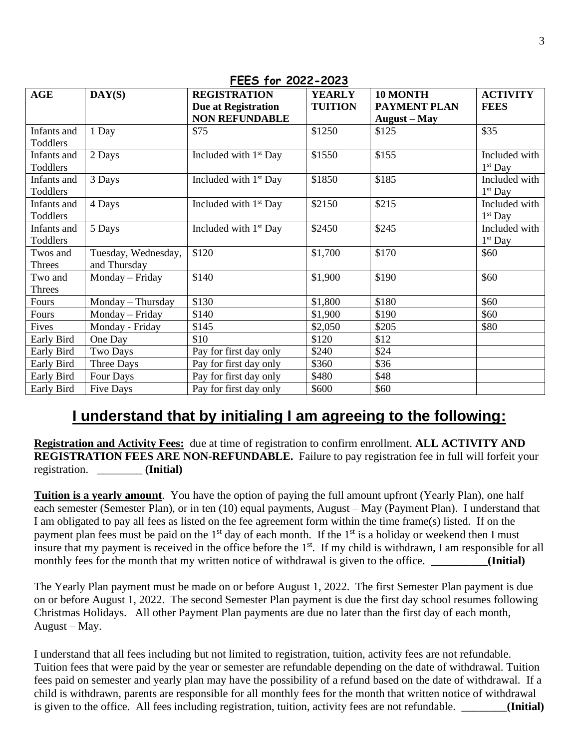## FEES for 2022-2023

| AGE | DAY(S) | REGISTRATION **Due at Registration** **NON REFUNDABLE** | YEARLY TUITION | 10 MONTH PAYMENT PLAN **August – May** | ACTIVITY FEES |
|---|---|---|---|---|---|
| Infants and Toddlers | 1 Day | $75 | $1250 | $125 | $35 |
| Infants and Toddlers | 2 Days | Included with 1st Day | $1550 | $155 | Included with 1st Day |
| Infants and Toddlers | 3 Days | Included with 1st Day | $1850 | $185 | Included with 1st Day |
| Infants and Toddlers | 4 Days | Included with 1st Day | $2150 | $215 | Included with 1st Day |
| Infants and Toddlers | 5 Days | Included with 1st Day | $2450 | $245 | Included with 1st Day |
| Twos and Threes | Tuesday, Wednesday, and Thursday | $120 | $1,700 | $170 | $60 |
| Two and Threes | Monday – Friday | $140 | $1,900 | $190 | $60 |
| Fours | Monday – Thursday | $130 | $1,800 | $180 | $60 |
| Fours | Monday – Friday | $140 | $1,900 | $190 | $60 |
| Fives | Monday - Friday | $145 | $2,050 | $205 | $80 |
| Early Bird | One Day | $10 | $120 | $12 | |
| Early Bird | Two Days | Pay for first day only | $240 | $24 | |
| Early Bird | Three Days | Pay for first day only | $360 | $36 | |
| Early Bird | Four Days | Pay for first day only | $480 | $48 | |
| Early Bird | Five Days | Pay for first day only | $600 | $60 | |

## I understand that by initialing I am agreeing to the following:

**Registration and Activity Fees:** due at time of registration to confirm enrollment. **ALL ACTIVITY AND REGISTRATION FEES ARE NON-REFUNDABLE.** Failure to pay registration fee in full will forfeit your registration. ________ **(Initial)**

**Tuition is a yearly amount**. You have the option of paying the full amount upfront (Yearly Plan), one half each semester (Semester Plan), or in ten (10) equal payments, August – May (Payment Plan). I understand that I am obligated to pay all fees as listed on the fee agreement form within the time frame(s) listed. If on the payment plan fees must be paid on the 1st day of each month. If the 1st is a holiday or weekend then I must insure that my payment is received in the office before the 1st. If my child is withdrawn, I am responsible for all monthly fees for the month that my written notice of withdrawal is given to the office. __________**(Initial)**

The Yearly Plan payment must be made on or before August 1, 2022. The first Semester Plan payment is due on or before August 1, 2022. The second Semester Plan payment is due the first day school resumes following Christmas Holidays. All other Payment Plan payments are due no later than the first day of each month, August – May.

I understand that all fees including but not limited to registration, tuition, activity fees are not refundable. Tuition fees that were paid by the year or semester are refundable depending on the date of withdrawal. Tuition fees paid on semester and yearly plan may have the possibility of a refund based on the date of withdrawal. If a child is withdrawn, parents are responsible for all monthly fees for the month that written notice of withdrawal is given to the office. All fees including registration, tuition, activity fees are not refundable. ________**(Initial)**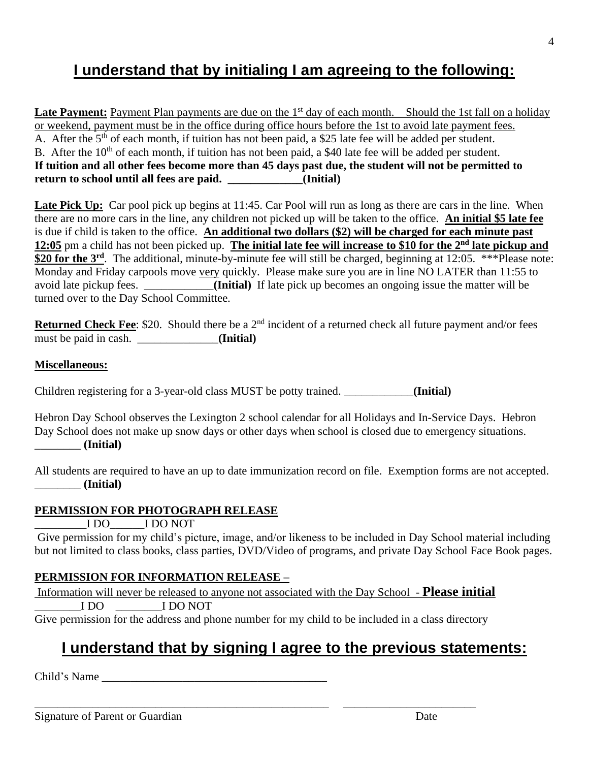## I understand that by initialing I am agreeing to the following:

**Late Payment:** Payment Plan payments are due on the 1st day of each month. Should the 1st fall on a holiday or weekend, payment must be in the office during office hours before the 1st to avoid late payment fees.

A. After the 5th of each month, if tuition has not been paid, a $25 late fee will be added per student.

B. After the 10th of each month, if tuition has not been paid, a $40 late fee will be added per student.

**If tuition and all other fees become more than 45 days past due, the student will not be permitted to return to school until all fees are paid. _____________(Initial)**

**Late Pick Up:** Car pool pick up begins at 11:45. Car Pool will run as long as there are cars in the line. When there are no more cars in the line, any children not picked up will be taken to the office. **An initial $5 late fee** is due if child is taken to the office. **An additional two dollars ($2) will be charged for each minute past 12:05** pm a child has not been picked up. **The initial late fee will increase to $10 for the 2nd late pickup and $20 for the 3rd**. The additional, minute-by-minute fee will still be charged, beginning at 12:05. ***Please note: Monday and Friday carpools move very quickly. Please make sure you are in line NO LATER than 11:55 to avoid late pickup fees. ____________**(Initial)** If late pick up becomes an ongoing issue the matter will be turned over to the Day School Committee.

**Returned Check Fee**: $20. Should there be a 2nd incident of a returned check all future payment and/or fees must be paid in cash. ______________**(Initial)**

**Miscellaneous:**

Children registering for a 3-year-old class MUST be potty trained. ____________**(Initial)**

Hebron Day School observes the Lexington 2 school calendar for all Holidays and In-Service Days. Hebron Day School does not make up snow days or other days when school is closed due to emergency situations. ________ **(Initial)**

All students are required to have an up to date immunization record on file. Exemption forms are not accepted. ________ **(Initial)**

**PERMISSION FOR PHOTOGRAPH RELEASE**

_________I DO______I DO NOT

Give permission for my child's picture, image, and/or likeness to be included in Day School material including but not limited to class books, class parties, DVD/Video of programs, and private Day School Face Book pages.

**PERMISSION FOR INFORMATION RELEASE –**

Information will never be released to anyone not associated with the Day School - **Please initial**

________I DO ________I DO NOT

Give permission for the address and phone number for my child to be included in a class directory

## I understand that by signing I agree to the previous statements:

Child's Name ________________________________________

_____________________________________________________ _______________________

Signature of Parent or Guardian Date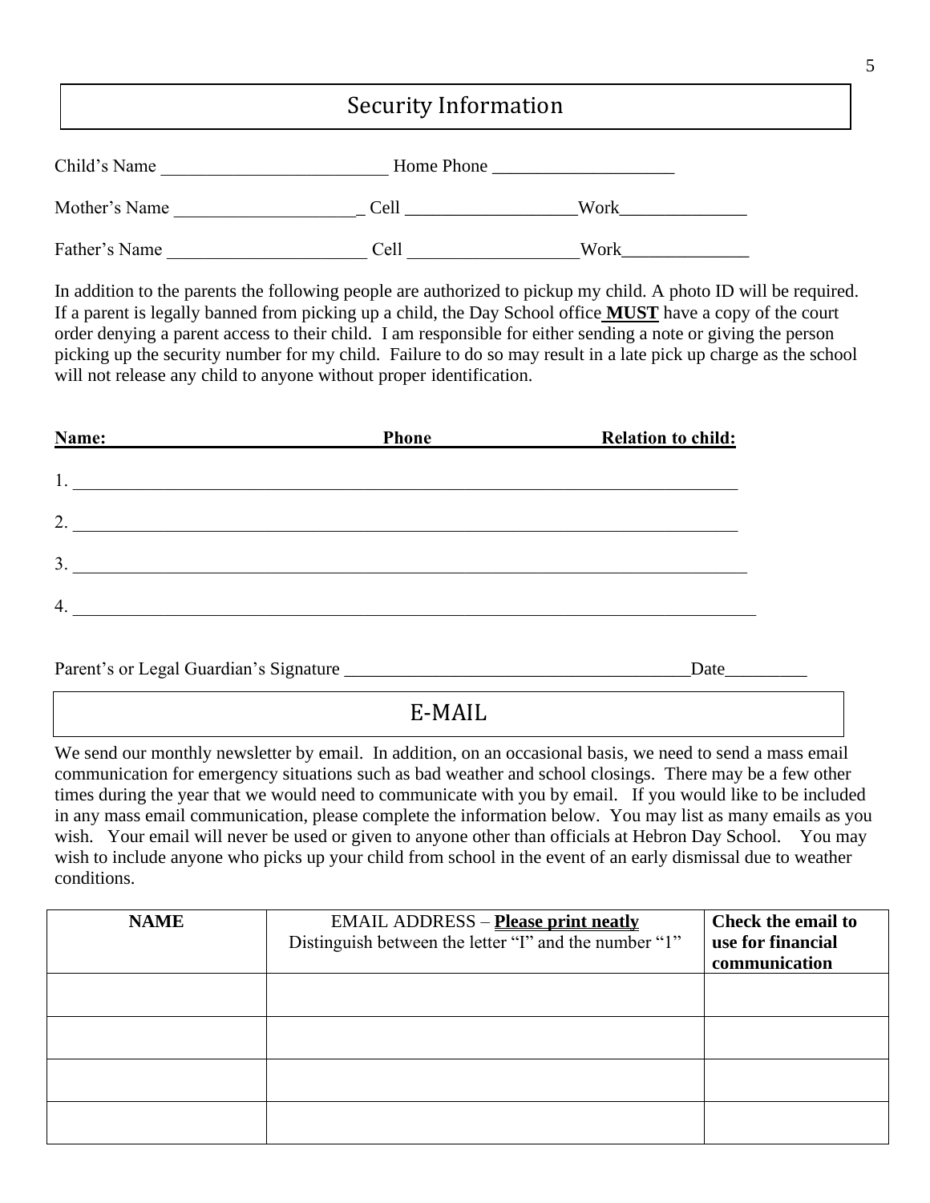## Security Information

Child's Name _________________________ Home Phone ____________________

Mother's Name ____________________ Cell ___________________Work______________

Father's Name ______________________ Cell ___________________Work______________

In addition to the parents the following people are authorized to pickup my child. A photo ID will be required. If a parent is legally banned from picking up a child, the Day School office **MUST** have a copy of the court order denying a parent access to their child. I am responsible for either sending a note or giving the person picking up the security number for my child. Failure to do so may result in a late pick up charge as the school will not release any child to anyone without proper identification.

**Name:** **Phone** **Relation to child:**

1. ____________________________________________________________________________

2. ____________________________________________________________________________

3. ____________________________________________________________________________

4. ____________________________________________________________________________

Parent's or Legal Guardian's Signature _______________________________________Date_________

## E-MAIL

We send our monthly newsletter by email. In addition, on an occasional basis, we need to send a mass email communication for emergency situations such as bad weather and school closings. There may be a few other times during the year that we would need to communicate with you by email. If you would like to be included in any mass email communication, please complete the information below. You may list as many emails as you wish. Your email will never be used or given to anyone other than officials at Hebron Day School. You may wish to include anyone who picks up your child from school in the event of an early dismissal due to weather conditions.

| NAME | EMAIL ADDRESS – **Please print neatly** Distinguish between the letter "I" and the number "1" | Check the email to use for financial communication |
|---|---|---|
| | | |
| | | |
| | | |
| | | |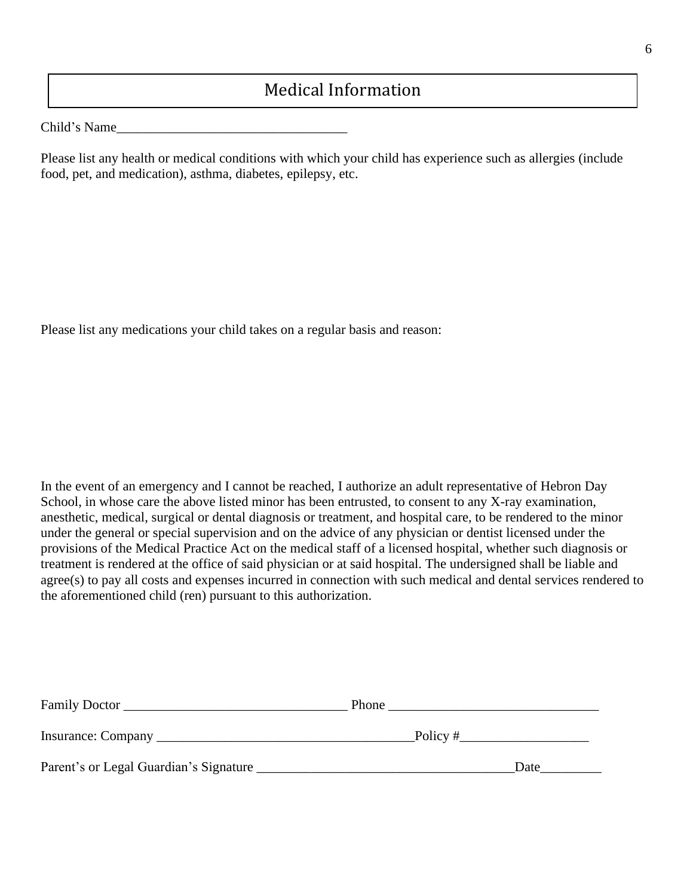# Medical Information

Child's Name__________________________________

Please list any health or medical conditions with which your child has experience such as allergies (include food, pet, and medication), asthma, diabetes, epilepsy, etc.

Please list any medications your child takes on a regular basis and reason:

In the event of an emergency and I cannot be reached, I authorize an adult representative of Hebron Day School, in whose care the above listed minor has been entrusted, to consent to any X-ray examination, anesthetic, medical, surgical or dental diagnosis or treatment, and hospital care, to be rendered to the minor under the general or special supervision and on the advice of any physician or dentist licensed under the provisions of the Medical Practice Act on the medical staff of a licensed hospital, whether such diagnosis or treatment is rendered at the office of said physician or at said hospital. The undersigned shall be liable and agree(s) to pay all costs and expenses incurred in connection with such medical and dental services rendered to the aforementioned child (ren) pursuant to this authorization.

Family Doctor _________________________________ Phone _______________________________

Insurance: Company ______________________________________Policy #___________________

Parent's or Legal Guardian's Signature ______________________________________Date_________